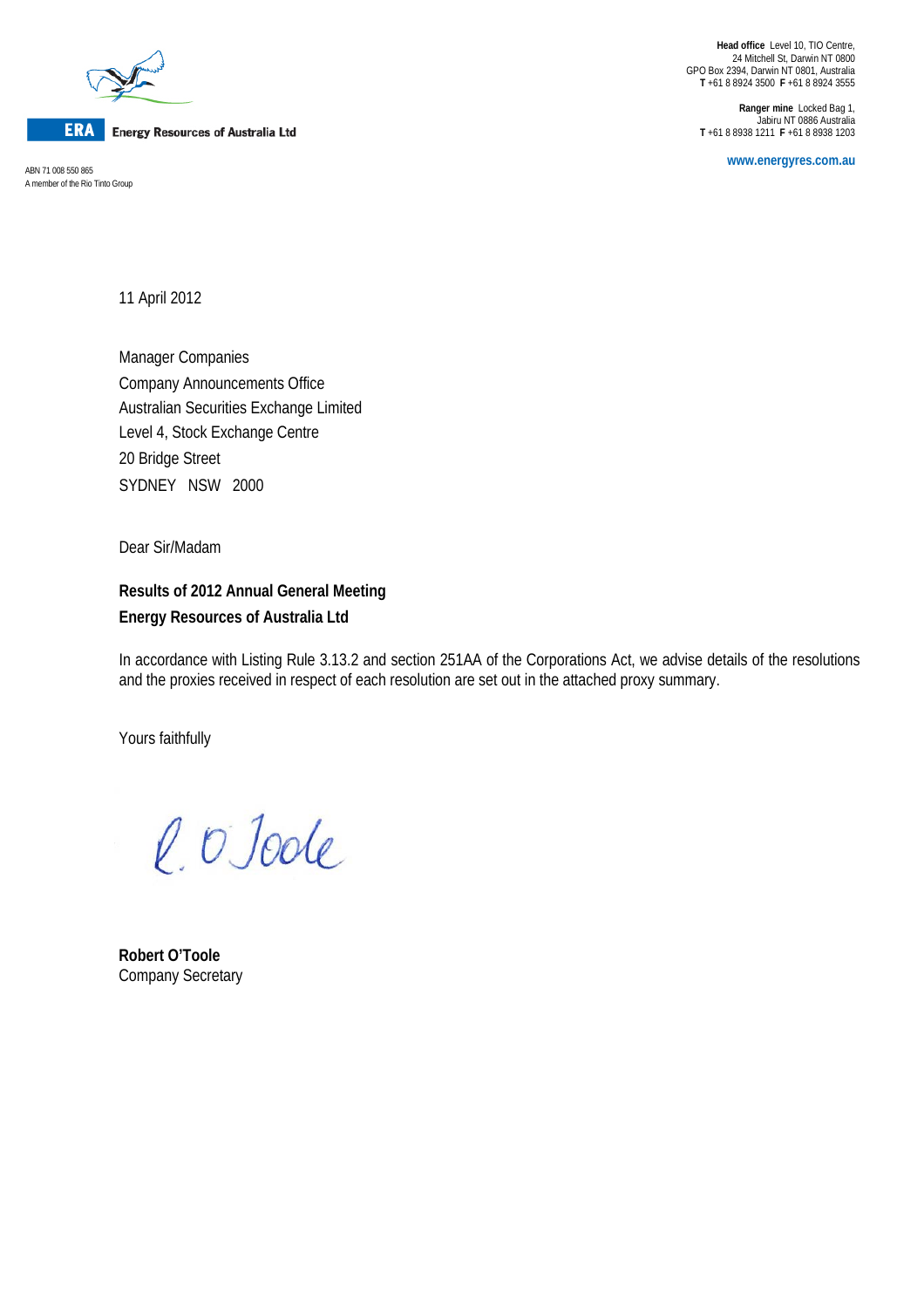ERA Energy Resources of Australia Ltd

ABN 71 008 550 865
A member of the Rio Tinto Group

**Head office** Level 10, TIO Centre,
24 Mitchell St, Darwin NT 0800
GPO Box 2394, Darwin NT 0801, Australia
**T** +61 8 8924 3500 **F** +61 8 8924 3555

**Ranger mine** Locked Bag 1,
Jabiru NT 0886 Australia
**T** +61 8 8938 1211 **F** +61 8 8938 1203

**www.energyres.com.au**

11 April 2012

Manager Companies
Company Announcements Office
Australian Securities Exchange Limited
Level 4, Stock Exchange Centre
20 Bridge Street
SYDNEY NSW 2000

Dear Sir/Madam

**Results of 2012 Annual General Meeting**
**Energy Resources of Australia Ltd**

In accordance with Listing Rule 3.13.2 and section 251AA of the Corporations Act, we advise details of the resolutions and the proxies received in respect of each resolution are set out in the attached proxy summary.

Yours faithfully

R. O'Toole

**Robert O'Toole**
Company Secretary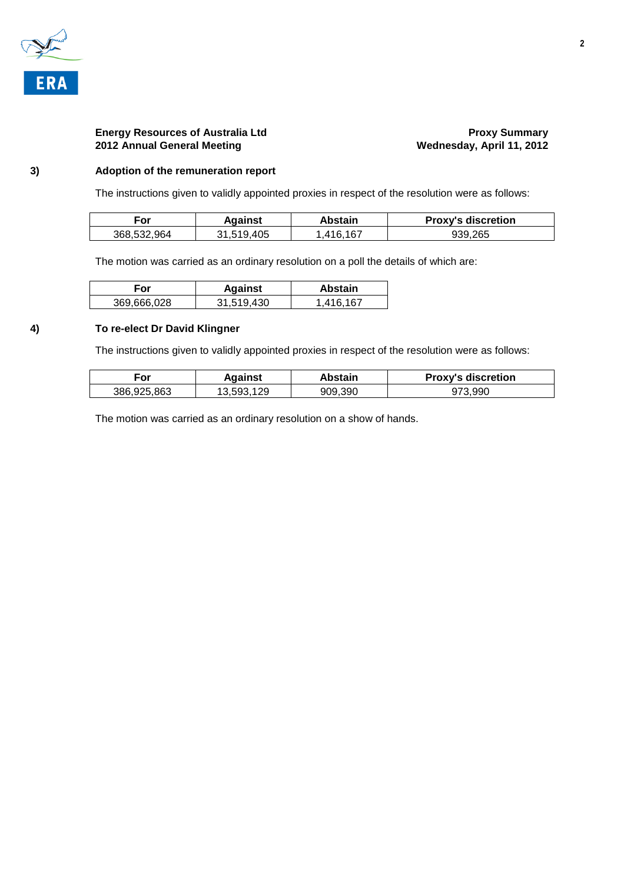**Energy Resources of Australia Ltd**
**2012 Annual General Meeting**

**Proxy Summary**
**Wednesday, April 11, 2012**

## 3) Adoption of the remuneration report

The instructions given to validly appointed proxies in respect of the resolution were as follows:

| For | Against | Abstain | Proxy's discretion |
|---|---|---|---|
| 368,532,964 | 31,519,405 | 1,416,167 | 939,265 |

The motion was carried as an ordinary resolution on a poll the details of which are:

| For | Against | Abstain |
|---|---|---|
| 369,666,028 | 31,519,430 | 1,416,167 |

## 4) To re-elect Dr David Klingner

The instructions given to validly appointed proxies in respect of the resolution were as follows:

| For | Against | Abstain | Proxy's discretion |
|---|---|---|---|
| 386,925,863 | 13,593,129 | 909,390 | 973,990 |

The motion was carried as an ordinary resolution on a show of hands.